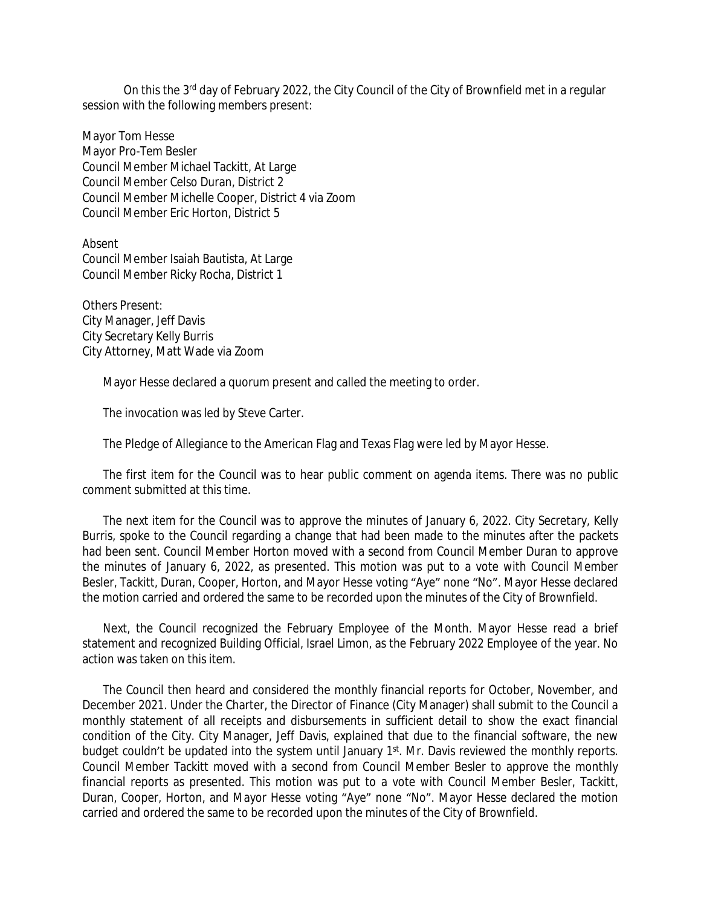On this the 3rd day of February 2022, the City Council of the City of Brownfield met in a regular session with the following members present:

Mayor Tom Hesse
Mayor Pro-Tem Besler
Council Member Michael Tackitt, At Large
Council Member Celso Duran, District 2
Council Member Michelle Cooper, District 4 via Zoom
Council Member Eric Horton, District 5

Absent
Council Member Isaiah Bautista, At Large
Council Member Ricky Rocha, District 1

Others Present:
City Manager, Jeff Davis
City Secretary Kelly Burris
City Attorney, Matt Wade via Zoom

Mayor Hesse declared a quorum present and called the meeting to order.

The invocation was led by Steve Carter.

The Pledge of Allegiance to the American Flag and Texas Flag were led by Mayor Hesse.

The first item for the Council was to hear public comment on agenda items. There was no public comment submitted at this time.

The next item for the Council was to approve the minutes of January 6, 2022. City Secretary, Kelly Burris, spoke to the Council regarding a change that had been made to the minutes after the packets had been sent. Council Member Horton moved with a second from Council Member Duran to approve the minutes of January 6, 2022, as presented. This motion was put to a vote with Council Member Besler, Tackitt, Duran, Cooper, Horton, and Mayor Hesse voting "Aye" none "No". Mayor Hesse declared the motion carried and ordered the same to be recorded upon the minutes of the City of Brownfield.

Next, the Council recognized the February Employee of the Month. Mayor Hesse read a brief statement and recognized Building Official, Israel Limon, as the February 2022 Employee of the year. No action was taken on this item.

The Council then heard and considered the monthly financial reports for October, November, and December 2021. Under the Charter, the Director of Finance (City Manager) shall submit to the Council a monthly statement of all receipts and disbursements in sufficient detail to show the exact financial condition of the City. City Manager, Jeff Davis, explained that due to the financial software, the new budget couldn't be updated into the system until January 1st. Mr. Davis reviewed the monthly reports. Council Member Tackitt moved with a second from Council Member Besler to approve the monthly financial reports as presented. This motion was put to a vote with Council Member Besler, Tackitt, Duran, Cooper, Horton, and Mayor Hesse voting "Aye" none "No". Mayor Hesse declared the motion carried and ordered the same to be recorded upon the minutes of the City of Brownfield.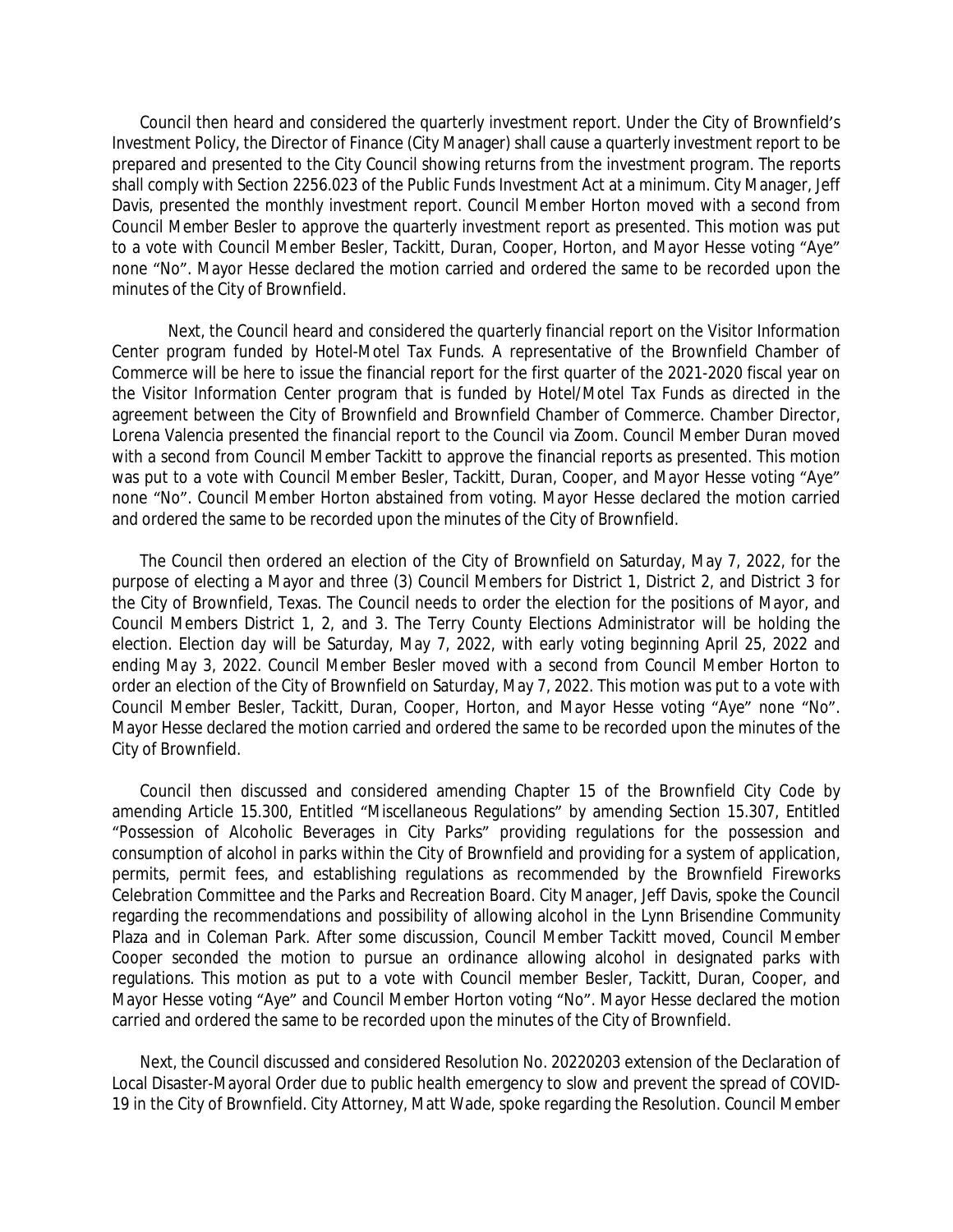Council then heard and considered the quarterly investment report. Under the City of Brownfield's Investment Policy, the Director of Finance (City Manager) shall cause a quarterly investment report to be prepared and presented to the City Council showing returns from the investment program. The reports shall comply with Section 2256.023 of the Public Funds Investment Act at a minimum. City Manager, Jeff Davis, presented the monthly investment report. Council Member Horton moved with a second from Council Member Besler to approve the quarterly investment report as presented. This motion was put to a vote with Council Member Besler, Tackitt, Duran, Cooper, Horton, and Mayor Hesse voting "Aye" none "No". Mayor Hesse declared the motion carried and ordered the same to be recorded upon the minutes of the City of Brownfield.

Next, the Council heard and considered the quarterly financial report on the Visitor Information Center program funded by Hotel-Motel Tax Funds. A representative of the Brownfield Chamber of Commerce will be here to issue the financial report for the first quarter of the 2021-2020 fiscal year on the Visitor Information Center program that is funded by Hotel/Motel Tax Funds as directed in the agreement between the City of Brownfield and Brownfield Chamber of Commerce. Chamber Director, Lorena Valencia presented the financial report to the Council via Zoom. Council Member Duran moved with a second from Council Member Tackitt to approve the financial reports as presented. This motion was put to a vote with Council Member Besler, Tackitt, Duran, Cooper, and Mayor Hesse voting "Aye" none "No". Council Member Horton abstained from voting. Mayor Hesse declared the motion carried and ordered the same to be recorded upon the minutes of the City of Brownfield.

The Council then ordered an election of the City of Brownfield on Saturday, May 7, 2022, for the purpose of electing a Mayor and three (3) Council Members for District 1, District 2, and District 3 for the City of Brownfield, Texas. The Council needs to order the election for the positions of Mayor, and Council Members District 1, 2, and 3. The Terry County Elections Administrator will be holding the election. Election day will be Saturday, May 7, 2022, with early voting beginning April 25, 2022 and ending May 3, 2022. Council Member Besler moved with a second from Council Member Horton to order an election of the City of Brownfield on Saturday, May 7, 2022. This motion was put to a vote with Council Member Besler, Tackitt, Duran, Cooper, Horton, and Mayor Hesse voting "Aye" none "No". Mayor Hesse declared the motion carried and ordered the same to be recorded upon the minutes of the City of Brownfield.

Council then discussed and considered amending Chapter 15 of the Brownfield City Code by amending Article 15.300, Entitled "Miscellaneous Regulations" by amending Section 15.307, Entitled "Possession of Alcoholic Beverages in City Parks" providing regulations for the possession and consumption of alcohol in parks within the City of Brownfield and providing for a system of application, permits, permit fees, and establishing regulations as recommended by the Brownfield Fireworks Celebration Committee and the Parks and Recreation Board. City Manager, Jeff Davis, spoke the Council regarding the recommendations and possibility of allowing alcohol in the Lynn Brisendine Community Plaza and in Coleman Park. After some discussion, Council Member Tackitt moved, Council Member Cooper seconded the motion to pursue an ordinance allowing alcohol in designated parks with regulations. This motion as put to a vote with Council member Besler, Tackitt, Duran, Cooper, and Mayor Hesse voting "Aye" and Council Member Horton voting "No". Mayor Hesse declared the motion carried and ordered the same to be recorded upon the minutes of the City of Brownfield.

Next, the Council discussed and considered Resolution No. 20220203 extension of the Declaration of Local Disaster-Mayoral Order due to public health emergency to slow and prevent the spread of COVID-19 in the City of Brownfield. City Attorney, Matt Wade, spoke regarding the Resolution. Council Member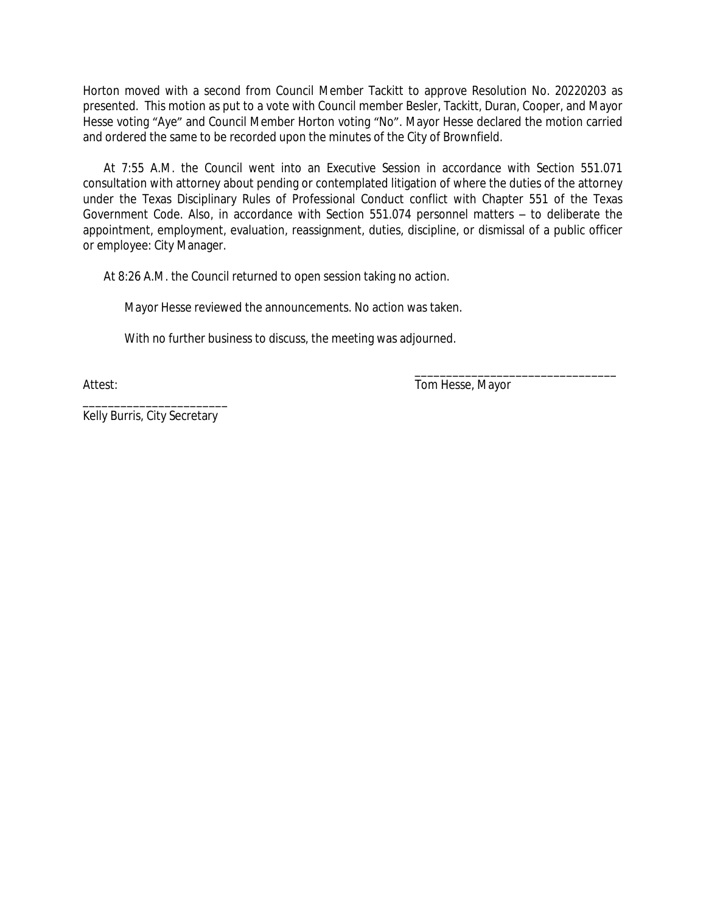Horton moved with a second from Council Member Tackitt to approve Resolution No. 20220203 as presented. This motion as put to a vote with Council member Besler, Tackitt, Duran, Cooper, and Mayor Hesse voting "Aye" and Council Member Horton voting "No". Mayor Hesse declared the motion carried and ordered the same to be recorded upon the minutes of the City of Brownfield.

At 7:55 A.M. the Council went into an Executive Session in accordance with Section 551.071 consultation with attorney about pending or contemplated litigation of where the duties of the attorney under the Texas Disciplinary Rules of Professional Conduct conflict with Chapter 551 of the Texas Government Code. Also, in accordance with Section 551.074 personnel matters – to deliberate the appointment, employment, evaluation, reassignment, duties, discipline, or dismissal of a public officer or employee: City Manager.

At 8:26 A.M. the Council returned to open session taking no action.

Mayor Hesse reviewed the announcements. No action was taken.

With no further business to discuss, the meeting was adjourned.

________________________________
Tom Hesse, Mayor

Attest:

______________________
Kelly Burris, City Secretary